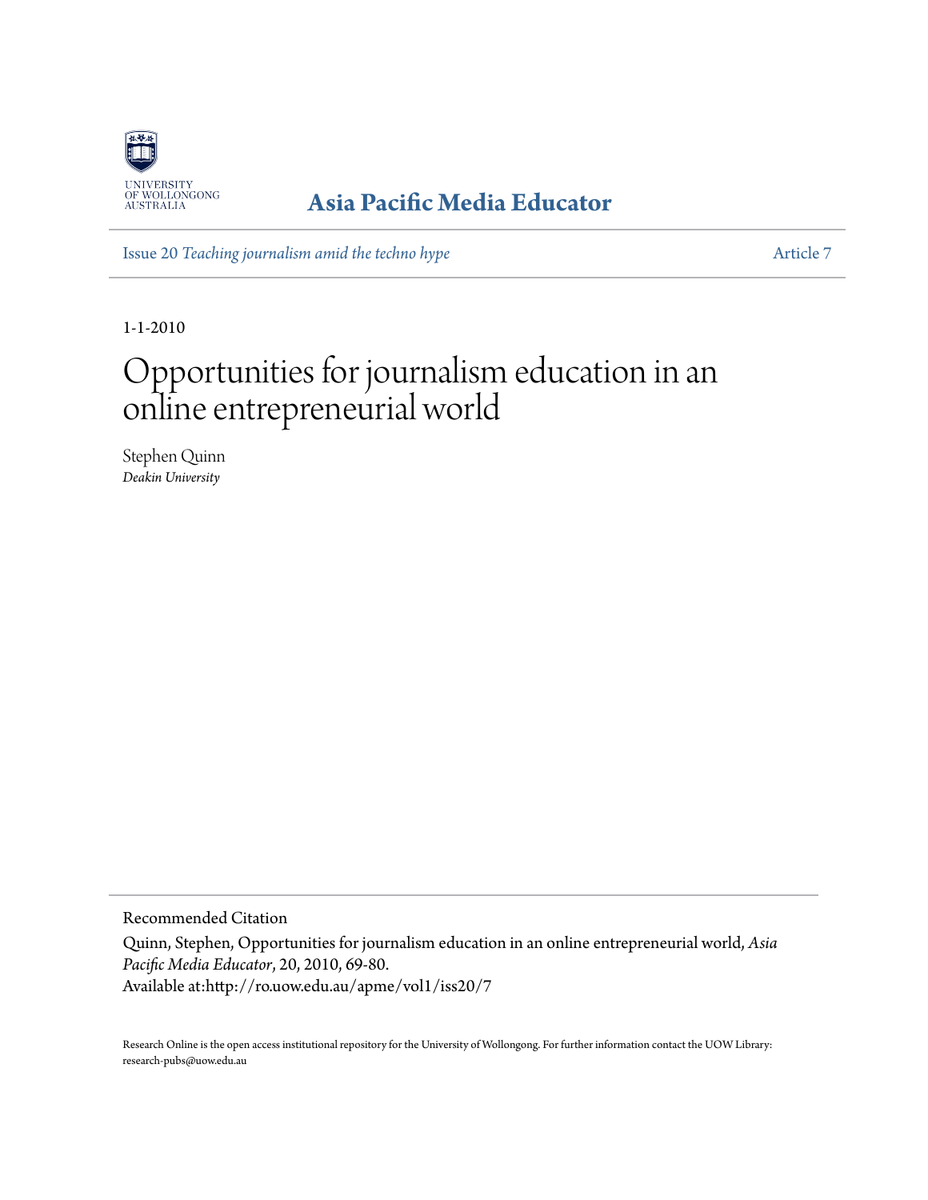UNIVERSITY OF WOLLONGONG AUSTRALIA

**Asia Pacific Media Educator**

Issue 20 *Teaching journalism amid the techno hype* — Article 7

1-1-2010

# Opportunities for journalism education in an online entrepreneurial world

Stephen Quinn
*Deakin University*

## Recommended Citation

Quinn, Stephen, Opportunities for journalism education in an online entrepreneurial world, *Asia Pacific Media Educator*, 20, 2010, 69-80.
Available at:http://ro.uow.edu.au/apme/vol1/iss20/7

Research Online is the open access institutional repository for the University of Wollongong. For further information contact the UOW Library: research-pubs@uow.edu.au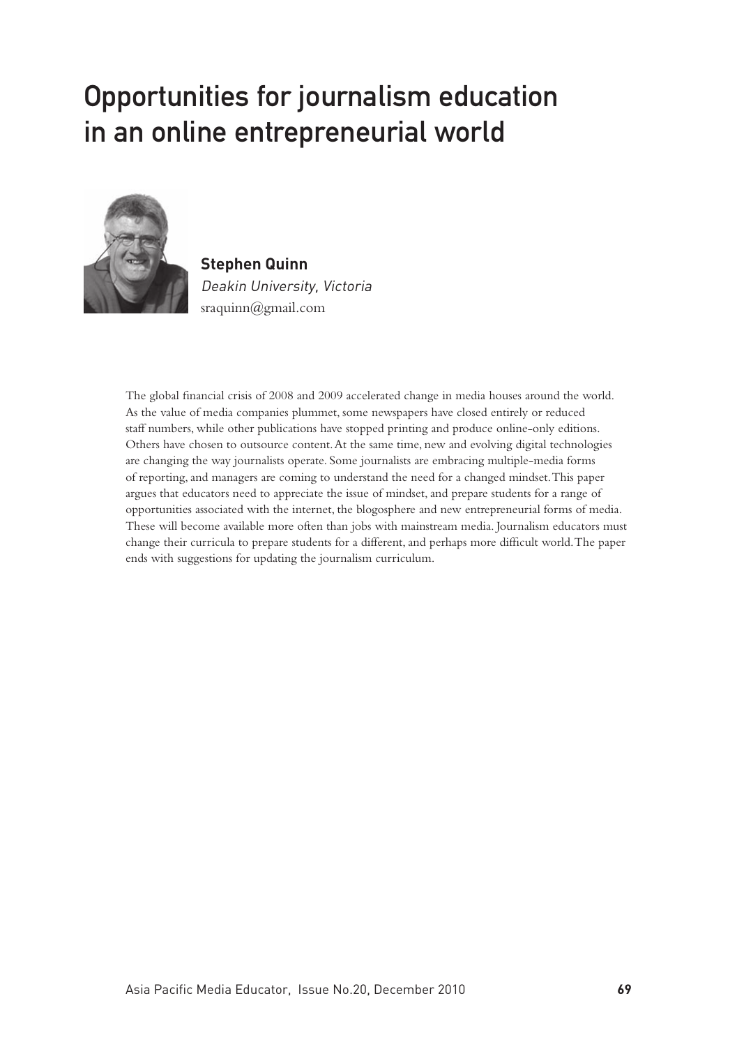# Opportunities for journalism education in an online entrepreneurial world

**Stephen Quinn**
*Deakin University, Victoria*
sraquinn@gmail.com

The global financial crisis of 2008 and 2009 accelerated change in media houses around the world. As the value of media companies plummet, some newspapers have closed entirely or reduced staff numbers, while other publications have stopped printing and produce online-only editions. Others have chosen to outsource content. At the same time, new and evolving digital technologies are changing the way journalists operate. Some journalists are embracing multiple-media forms of reporting, and managers are coming to understand the need for a changed mindset. This paper argues that educators need to appreciate the issue of mindset, and prepare students for a range of opportunities associated with the internet, the blogosphere and new entrepreneurial forms of media. These will become available more often than jobs with mainstream media. Journalism educators must change their curricula to prepare students for a different, and perhaps more difficult world. The paper ends with suggestions for updating the journalism curriculum.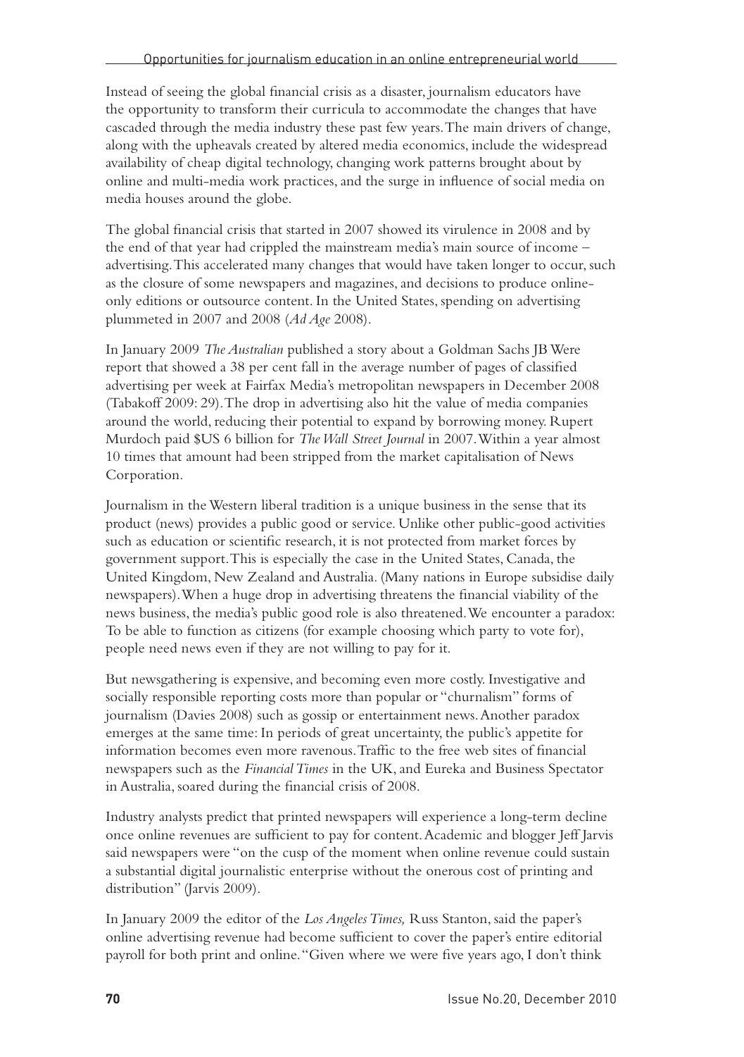Instead of seeing the global financial crisis as a disaster, journalism educators have the opportunity to transform their curricula to accommodate the changes that have cascaded through the media industry these past few years. The main drivers of change, along with the upheavals created by altered media economics, include the widespread availability of cheap digital technology, changing work patterns brought about by online and multi-media work practices, and the surge in influence of social media on media houses around the globe.

The global financial crisis that started in 2007 showed its virulence in 2008 and by the end of that year had crippled the mainstream media's main source of income – advertising. This accelerated many changes that would have taken longer to occur, such as the closure of some newspapers and magazines, and decisions to produce online-only editions or outsource content. In the United States, spending on advertising plummeted in 2007 and 2008 (*Ad Age* 2008).

In January 2009 *The Australian* published a story about a Goldman Sachs JB Were report that showed a 38 per cent fall in the average number of pages of classified advertising per week at Fairfax Media's metropolitan newspapers in December 2008 (Tabakoff 2009: 29). The drop in advertising also hit the value of media companies around the world, reducing their potential to expand by borrowing money. Rupert Murdoch paid $US 6 billion for *The Wall Street Journal* in 2007. Within a year almost 10 times that amount had been stripped from the market capitalisation of News Corporation.

Journalism in the Western liberal tradition is a unique business in the sense that its product (news) provides a public good or service. Unlike other public-good activities such as education or scientific research, it is not protected from market forces by government support. This is especially the case in the United States, Canada, the United Kingdom, New Zealand and Australia. (Many nations in Europe subsidise daily newspapers). When a huge drop in advertising threatens the financial viability of the news business, the media's public good role is also threatened. We encounter a paradox: To be able to function as citizens (for example choosing which party to vote for), people need news even if they are not willing to pay for it.

But newsgathering is expensive, and becoming even more costly. Investigative and socially responsible reporting costs more than popular or "churnalism" forms of journalism (Davies 2008) such as gossip or entertainment news. Another paradox emerges at the same time: In periods of great uncertainty, the public's appetite for information becomes even more ravenous. Traffic to the free web sites of financial newspapers such as the *Financial Times* in the UK, and Eureka and Business Spectator in Australia, soared during the financial crisis of 2008.

Industry analysts predict that printed newspapers will experience a long-term decline once online revenues are sufficient to pay for content. Academic and blogger Jeff Jarvis said newspapers were "on the cusp of the moment when online revenue could sustain a substantial digital journalistic enterprise without the onerous cost of printing and distribution" (Jarvis 2009).

In January 2009 the editor of the *Los Angeles Times,* Russ Stanton, said the paper's online advertising revenue had become sufficient to cover the paper's entire editorial payroll for both print and online. "Given where we were five years ago, I don't think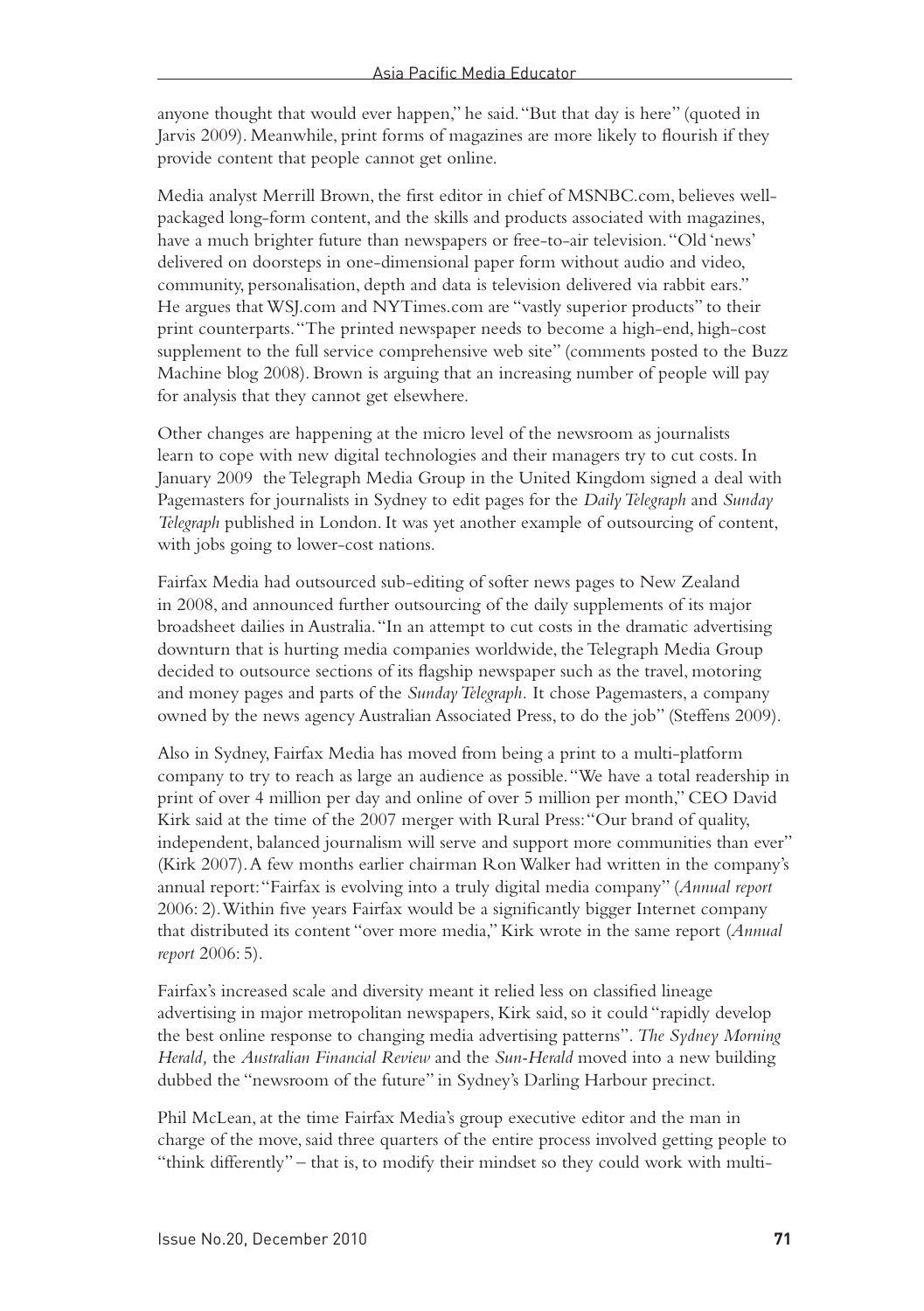anyone thought that would ever happen," he said. "But that day is here" (quoted in Jarvis 2009). Meanwhile, print forms of magazines are more likely to flourish if they provide content that people cannot get online.

Media analyst Merrill Brown, the first editor in chief of MSNBC.com, believes well-packaged long-form content, and the skills and products associated with magazines, have a much brighter future than newspapers or free-to-air television. "Old 'news' delivered on doorsteps in one-dimensional paper form without audio and video, community, personalisation, depth and data is television delivered via rabbit ears." He argues that WSJ.com and NYTimes.com are "vastly superior products" to their print counterparts. "The printed newspaper needs to become a high-end, high-cost supplement to the full service comprehensive web site" (comments posted to the Buzz Machine blog 2008). Brown is arguing that an increasing number of people will pay for analysis that they cannot get elsewhere.

Other changes are happening at the micro level of the newsroom as journalists learn to cope with new digital technologies and their managers try to cut costs. In January 2009 the Telegraph Media Group in the United Kingdom signed a deal with Pagemasters for journalists in Sydney to edit pages for the *Daily Telegraph* and *Sunday Telegraph* published in London. It was yet another example of outsourcing of content, with jobs going to lower-cost nations.

Fairfax Media had outsourced sub-editing of softer news pages to New Zealand in 2008, and announced further outsourcing of the daily supplements of its major broadsheet dailies in Australia. "In an attempt to cut costs in the dramatic advertising downturn that is hurting media companies worldwide, the Telegraph Media Group decided to outsource sections of its flagship newspaper such as the travel, motoring and money pages and parts of the *Sunday Telegraph*. It chose Pagemasters, a company owned by the news agency Australian Associated Press, to do the job" (Steffens 2009).

Also in Sydney, Fairfax Media has moved from being a print to a multi-platform company to try to reach as large an audience as possible. "We have a total readership in print of over 4 million per day and online of over 5 million per month," CEO David Kirk said at the time of the 2007 merger with Rural Press: "Our brand of quality, independent, balanced journalism will serve and support more communities than ever" (Kirk 2007). A few months earlier chairman Ron Walker had written in the company's annual report: "Fairfax is evolving into a truly digital media company" (*Annual report* 2006: 2). Within five years Fairfax would be a significantly bigger Internet company that distributed its content "over more media," Kirk wrote in the same report (*Annual report* 2006: 5).

Fairfax's increased scale and diversity meant it relied less on classified lineage advertising in major metropolitan newspapers, Kirk said, so it could "rapidly develop the best online response to changing media advertising patterns". *The Sydney Morning Herald*, the *Australian Financial Review* and the *Sun-Herald* moved into a new building dubbed the "newsroom of the future" in Sydney's Darling Harbour precinct.

Phil McLean, at the time Fairfax Media's group executive editor and the man in charge of the move, said three quarters of the entire process involved getting people to "think differently" – that is, to modify their mindset so they could work with multi-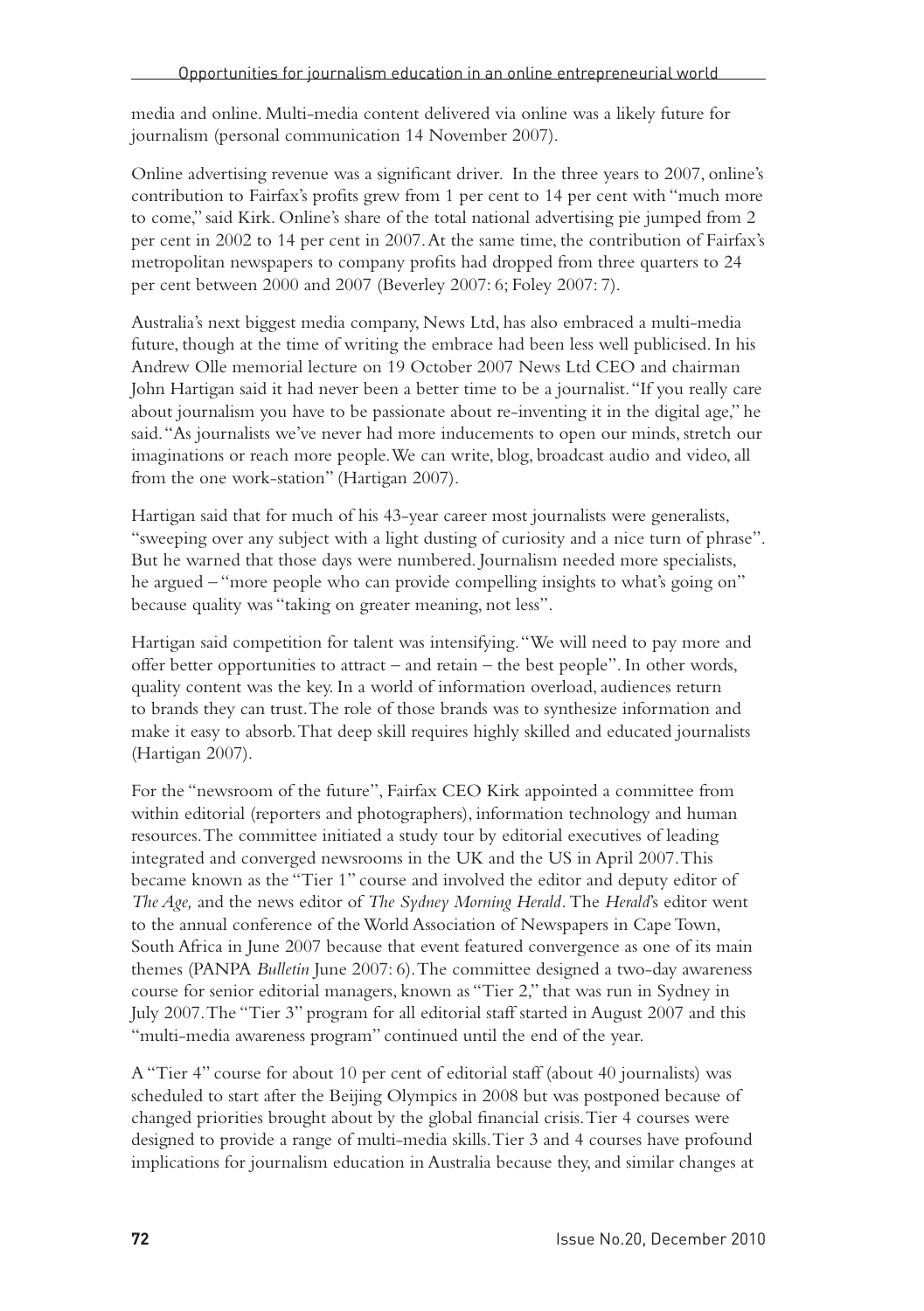media and online. Multi-media content delivered via online was a likely future for journalism (personal communication 14 November 2007).

Online advertising revenue was a significant driver. In the three years to 2007, online's contribution to Fairfax's profits grew from 1 per cent to 14 per cent with "much more to come," said Kirk. Online's share of the total national advertising pie jumped from 2 per cent in 2002 to 14 per cent in 2007. At the same time, the contribution of Fairfax's metropolitan newspapers to company profits had dropped from three quarters to 24 per cent between 2000 and 2007 (Beverley 2007: 6; Foley 2007: 7).

Australia's next biggest media company, News Ltd, has also embraced a multi-media future, though at the time of writing the embrace had been less well publicised. In his Andrew Olle memorial lecture on 19 October 2007 News Ltd CEO and chairman John Hartigan said it had never been a better time to be a journalist. "If you really care about journalism you have to be passionate about re-inventing it in the digital age," he said. "As journalists we've never had more inducements to open our minds, stretch our imaginations or reach more people. We can write, blog, broadcast audio and video, all from the one work-station" (Hartigan 2007).

Hartigan said that for much of his 43-year career most journalists were generalists, "sweeping over any subject with a light dusting of curiosity and a nice turn of phrase". But he warned that those days were numbered. Journalism needed more specialists, he argued – "more people who can provide compelling insights to what's going on" because quality was "taking on greater meaning, not less".

Hartigan said competition for talent was intensifying. "We will need to pay more and offer better opportunities to attract – and retain – the best people". In other words, quality content was the key. In a world of information overload, audiences return to brands they can trust. The role of those brands was to synthesize information and make it easy to absorb. That deep skill requires highly skilled and educated journalists (Hartigan 2007).

For the "newsroom of the future", Fairfax CEO Kirk appointed a committee from within editorial (reporters and photographers), information technology and human resources. The committee initiated a study tour by editorial executives of leading integrated and converged newsrooms in the UK and the US in April 2007. This became known as the "Tier 1" course and involved the editor and deputy editor of *The Age,* and the news editor of *The Sydney Morning Herald*. The *Herald*'s editor went to the annual conference of the World Association of Newspapers in Cape Town, South Africa in June 2007 because that event featured convergence as one of its main themes (PANPA *Bulletin* June 2007: 6). The committee designed a two-day awareness course for senior editorial managers, known as "Tier 2," that was run in Sydney in July 2007. The "Tier 3" program for all editorial staff started in August 2007 and this "multi-media awareness program" continued until the end of the year.

A "Tier 4" course for about 10 per cent of editorial staff (about 40 journalists) was scheduled to start after the Beijing Olympics in 2008 but was postponed because of changed priorities brought about by the global financial crisis. Tier 4 courses were designed to provide a range of multi-media skills. Tier 3 and 4 courses have profound implications for journalism education in Australia because they, and similar changes at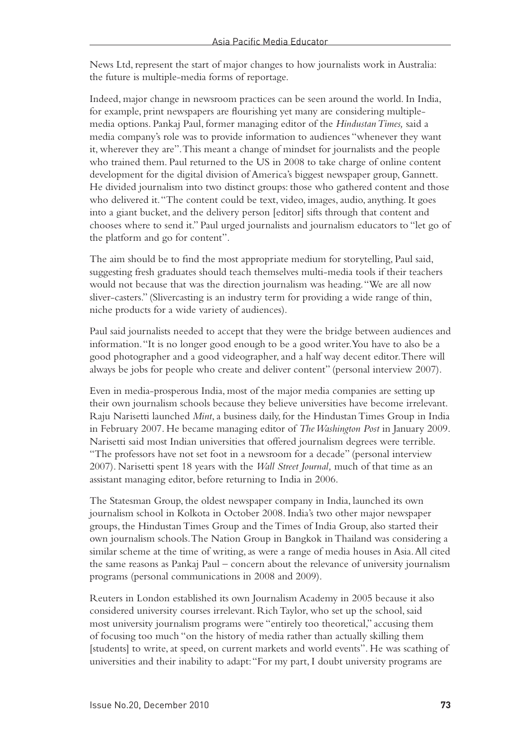News Ltd, represent the start of major changes to how journalists work in Australia: the future is multiple-media forms of reportage.

Indeed, major change in newsroom practices can be seen around the world. In India, for example, print newspapers are flourishing yet many are considering multiple-media options. Pankaj Paul, former managing editor of the *Hindustan Times,* said a media company's role was to provide information to audiences "whenever they want it, wherever they are". This meant a change of mindset for journalists and the people who trained them. Paul returned to the US in 2008 to take charge of online content development for the digital division of America's biggest newspaper group, Gannett. He divided journalism into two distinct groups: those who gathered content and those who delivered it. "The content could be text, video, images, audio, anything. It goes into a giant bucket, and the delivery person [editor] sifts through that content and chooses where to send it." Paul urged journalists and journalism educators to "let go of the platform and go for content".

The aim should be to find the most appropriate medium for storytelling, Paul said, suggesting fresh graduates should teach themselves multi-media tools if their teachers would not because that was the direction journalism was heading. "We are all now sliver-casters." (Slivercasting is an industry term for providing a wide range of thin, niche products for a wide variety of audiences).

Paul said journalists needed to accept that they were the bridge between audiences and information. "It is no longer good enough to be a good writer. You have to also be a good photographer and a good videographer, and a half way decent editor. There will always be jobs for people who create and deliver content" (personal interview 2007).

Even in media-prosperous India, most of the major media companies are setting up their own journalism schools because they believe universities have become irrelevant. Raju Narisetti launched *Mint*, a business daily, for the Hindustan Times Group in India in February 2007. He became managing editor of *The Washington Post* in January 2009. Narisetti said most Indian universities that offered journalism degrees were terrible. "The professors have not set foot in a newsroom for a decade" (personal interview 2007). Narisetti spent 18 years with the *Wall Street Journal,* much of that time as an assistant managing editor, before returning to India in 2006.

The Statesman Group, the oldest newspaper company in India, launched its own journalism school in Kolkota in October 2008. India's two other major newspaper groups, the Hindustan Times Group and the Times of India Group, also started their own journalism schools. The Nation Group in Bangkok in Thailand was considering a similar scheme at the time of writing, as were a range of media houses in Asia. All cited the same reasons as Pankaj Paul – concern about the relevance of university journalism programs (personal communications in 2008 and 2009).

Reuters in London established its own Journalism Academy in 2005 because it also considered university courses irrelevant. Rich Taylor, who set up the school, said most university journalism programs were "entirely too theoretical," accusing them of focusing too much "on the history of media rather than actually skilling them [students] to write, at speed, on current markets and world events". He was scathing of universities and their inability to adapt: "For my part, I doubt university programs are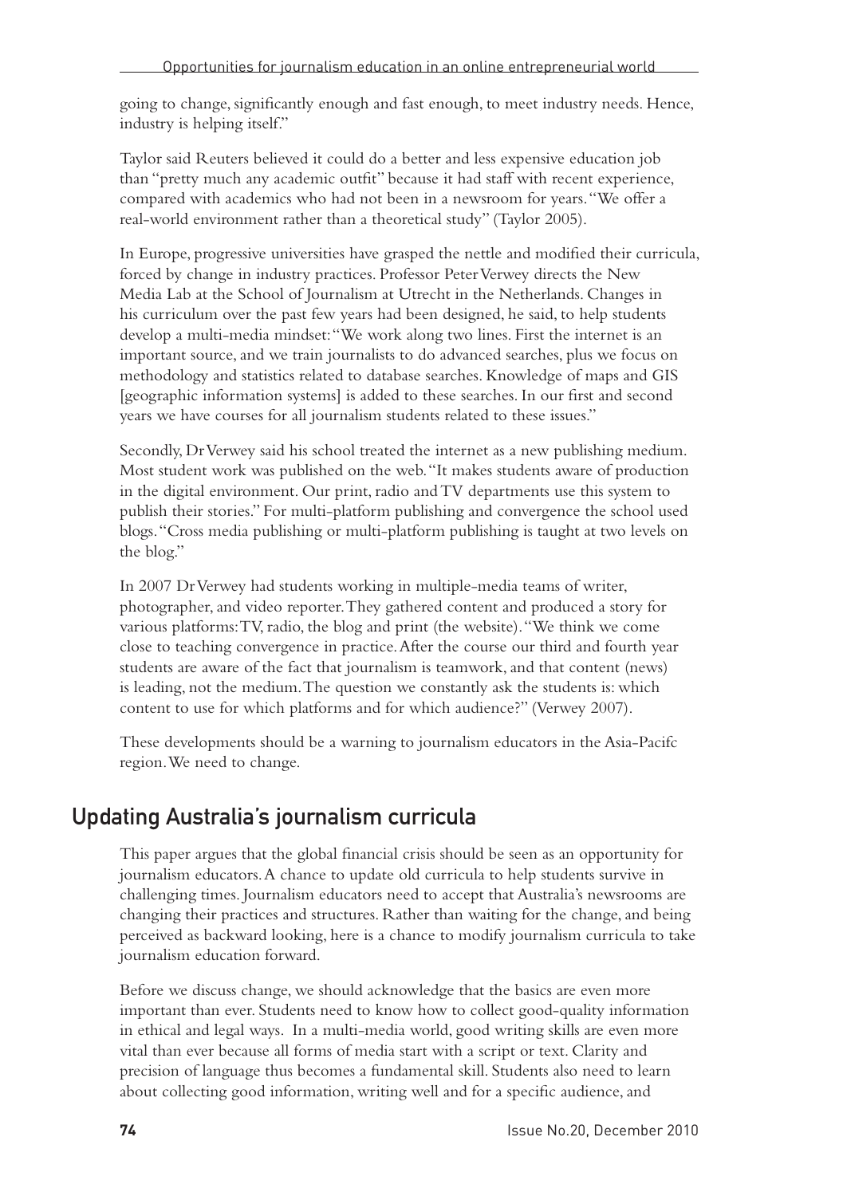going to change, significantly enough and fast enough, to meet industry needs. Hence, industry is helping itself."

Taylor said Reuters believed it could do a better and less expensive education job than "pretty much any academic outfit" because it had staff with recent experience, compared with academics who had not been in a newsroom for years. "We offer a real-world environment rather than a theoretical study" (Taylor 2005).

In Europe, progressive universities have grasped the nettle and modified their curricula, forced by change in industry practices. Professor Peter Verwey directs the New Media Lab at the School of Journalism at Utrecht in the Netherlands. Changes in his curriculum over the past few years had been designed, he said, to help students develop a multi-media mindset: "We work along two lines. First the internet is an important source, and we train journalists to do advanced searches, plus we focus on methodology and statistics related to database searches. Knowledge of maps and GIS [geographic information systems] is added to these searches. In our first and second years we have courses for all journalism students related to these issues."

Secondly, Dr Verwey said his school treated the internet as a new publishing medium. Most student work was published on the web. "It makes students aware of production in the digital environment. Our print, radio and TV departments use this system to publish their stories." For multi-platform publishing and convergence the school used blogs. "Cross media publishing or multi-platform publishing is taught at two levels on the blog."

In 2007 Dr Verwey had students working in multiple-media teams of writer, photographer, and video reporter. They gathered content and produced a story for various platforms: TV, radio, the blog and print (the website). "We think we come close to teaching convergence in practice. After the course our third and fourth year students are aware of the fact that journalism is teamwork, and that content (news) is leading, not the medium. The question we constantly ask the students is: which content to use for which platforms and for which audience?" (Verwey 2007).

These developments should be a warning to journalism educators in the Asia-Pacifc region. We need to change.

## Updating Australia's journalism curricula

This paper argues that the global financial crisis should be seen as an opportunity for journalism educators. A chance to update old curricula to help students survive in challenging times. Journalism educators need to accept that Australia's newsrooms are changing their practices and structures. Rather than waiting for the change, and being perceived as backward looking, here is a chance to modify journalism curricula to take journalism education forward.

Before we discuss change, we should acknowledge that the basics are even more important than ever. Students need to know how to collect good-quality information in ethical and legal ways. In a multi-media world, good writing skills are even more vital than ever because all forms of media start with a script or text. Clarity and precision of language thus becomes a fundamental skill. Students also need to learn about collecting good information, writing well and for a specific audience, and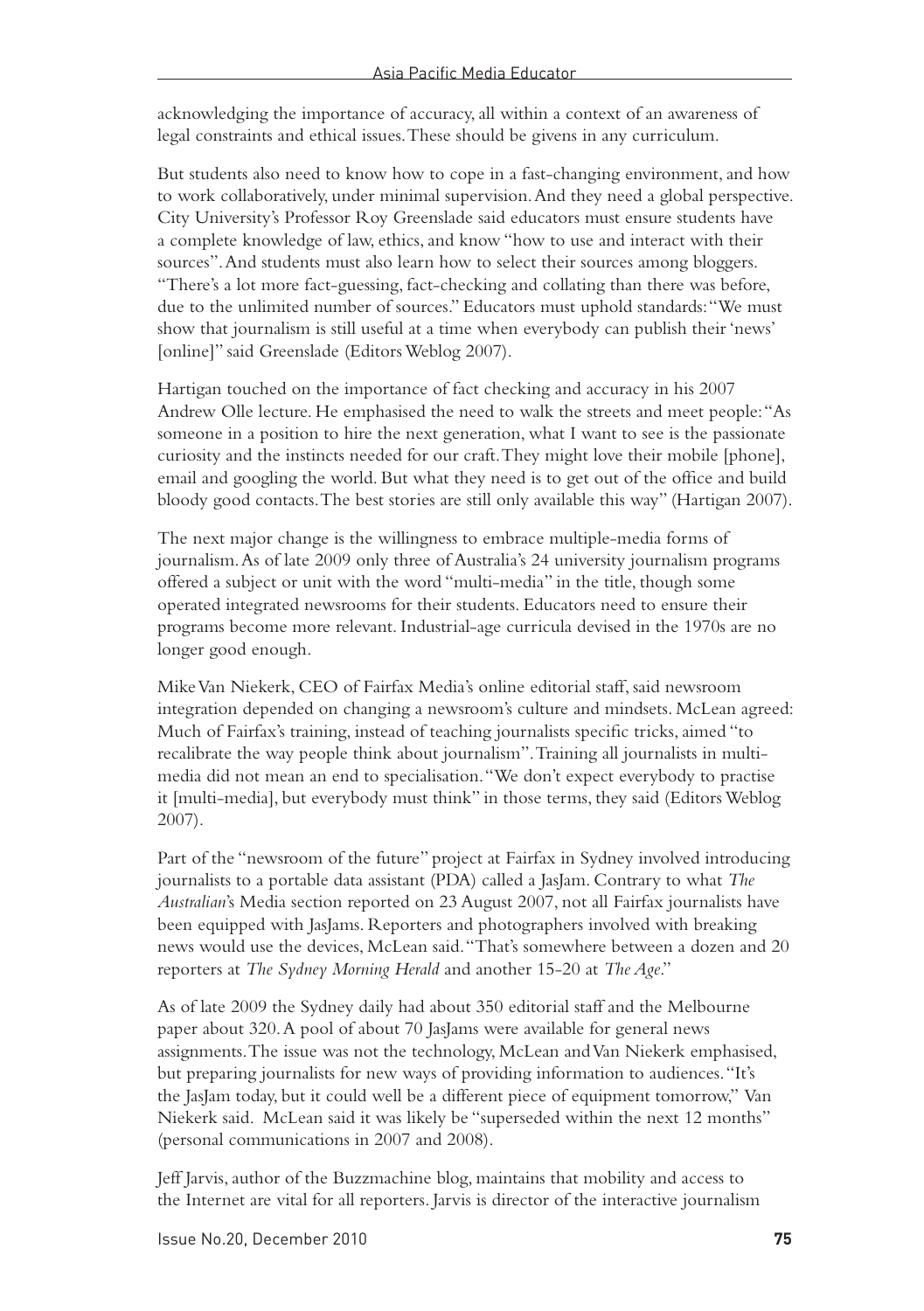acknowledging the importance of accuracy, all within a context of an awareness of legal constraints and ethical issues. These should be givens in any curriculum.

But students also need to know how to cope in a fast-changing environment, and how to work collaboratively, under minimal supervision. And they need a global perspective. City University's Professor Roy Greenslade said educators must ensure students have a complete knowledge of law, ethics, and know "how to use and interact with their sources". And students must also learn how to select their sources among bloggers. "There's a lot more fact-guessing, fact-checking and collating than there was before, due to the unlimited number of sources." Educators must uphold standards: "We must show that journalism is still useful at a time when everybody can publish their 'news' [online]" said Greenslade (Editors Weblog 2007).

Hartigan touched on the importance of fact checking and accuracy in his 2007 Andrew Olle lecture. He emphasised the need to walk the streets and meet people: "As someone in a position to hire the next generation, what I want to see is the passionate curiosity and the instincts needed for our craft. They might love their mobile [phone], email and googling the world. But what they need is to get out of the office and build bloody good contacts. The best stories are still only available this way" (Hartigan 2007).

The next major change is the willingness to embrace multiple-media forms of journalism. As of late 2009 only three of Australia's 24 university journalism programs offered a subject or unit with the word "multi-media" in the title, though some operated integrated newsrooms for their students. Educators need to ensure their programs become more relevant. Industrial-age curricula devised in the 1970s are no longer good enough.

Mike Van Niekerk, CEO of Fairfax Media's online editorial staff, said newsroom integration depended on changing a newsroom's culture and mindsets. McLean agreed: Much of Fairfax's training, instead of teaching journalists specific tricks, aimed "to recalibrate the way people think about journalism". Training all journalists in multi-media did not mean an end to specialisation. "We don't expect everybody to practise it [multi-media], but everybody must think" in those terms, they said (Editors Weblog 2007).

Part of the "newsroom of the future" project at Fairfax in Sydney involved introducing journalists to a portable data assistant (PDA) called a JasJam. Contrary to what *The Australian*'s Media section reported on 23 August 2007, not all Fairfax journalists have been equipped with JasJams. Reporters and photographers involved with breaking news would use the devices, McLean said. "That's somewhere between a dozen and 20 reporters at *The Sydney Morning Herald* and another 15-20 at *The Age*."

As of late 2009 the Sydney daily had about 350 editorial staff and the Melbourne paper about 320. A pool of about 70 JasJams were available for general news assignments. The issue was not the technology, McLean and Van Niekerk emphasised, but preparing journalists for new ways of providing information to audiences. "It's the JasJam today, but it could well be a different piece of equipment tomorrow," Van Niekerk said. McLean said it was likely be "superseded within the next 12 months" (personal communications in 2007 and 2008).

Jeff Jarvis, author of the Buzzmachine blog, maintains that mobility and access to the Internet are vital for all reporters. Jarvis is director of the interactive journalism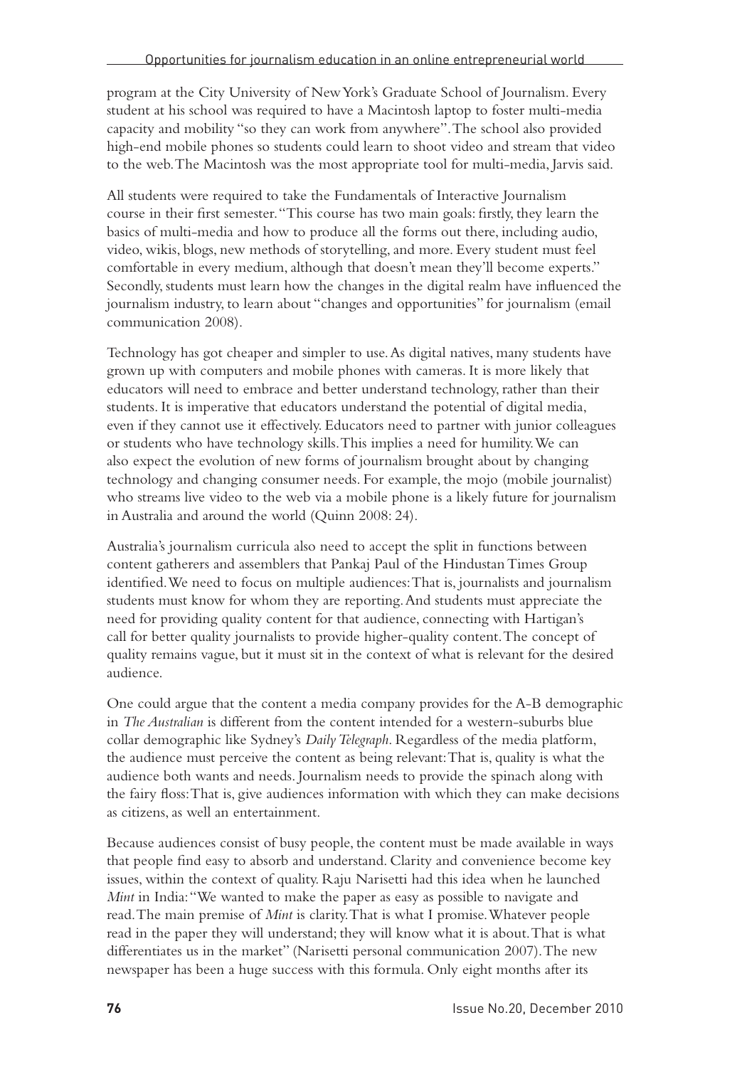program at the City University of New York's Graduate School of Journalism. Every student at his school was required to have a Macintosh laptop to foster multi-media capacity and mobility "so they can work from anywhere". The school also provided high-end mobile phones so students could learn to shoot video and stream that video to the web. The Macintosh was the most appropriate tool for multi-media, Jarvis said.

All students were required to take the Fundamentals of Interactive Journalism course in their first semester. "This course has two main goals: firstly, they learn the basics of multi-media and how to produce all the forms out there, including audio, video, wikis, blogs, new methods of storytelling, and more. Every student must feel comfortable in every medium, although that doesn't mean they'll become experts." Secondly, students must learn how the changes in the digital realm have influenced the journalism industry, to learn about "changes and opportunities" for journalism (email communication 2008).

Technology has got cheaper and simpler to use. As digital natives, many students have grown up with computers and mobile phones with cameras. It is more likely that educators will need to embrace and better understand technology, rather than their students. It is imperative that educators understand the potential of digital media, even if they cannot use it effectively. Educators need to partner with junior colleagues or students who have technology skills. This implies a need for humility. We can also expect the evolution of new forms of journalism brought about by changing technology and changing consumer needs. For example, the mojo (mobile journalist) who streams live video to the web via a mobile phone is a likely future for journalism in Australia and around the world (Quinn 2008: 24).

Australia's journalism curricula also need to accept the split in functions between content gatherers and assemblers that Pankaj Paul of the Hindustan Times Group identified. We need to focus on multiple audiences: That is, journalists and journalism students must know for whom they are reporting. And students must appreciate the need for providing quality content for that audience, connecting with Hartigan's call for better quality journalists to provide higher-quality content. The concept of quality remains vague, but it must sit in the context of what is relevant for the desired audience.

One could argue that the content a media company provides for the A-B demographic in *The Australian* is different from the content intended for a western-suburbs blue collar demographic like Sydney's *Daily Telegraph*. Regardless of the media platform, the audience must perceive the content as being relevant: That is, quality is what the audience both wants and needs. Journalism needs to provide the spinach along with the fairy floss: That is, give audiences information with which they can make decisions as citizens, as well an entertainment.

Because audiences consist of busy people, the content must be made available in ways that people find easy to absorb and understand. Clarity and convenience become key issues, within the context of quality. Raju Narisetti had this idea when he launched *Mint* in India: "We wanted to make the paper as easy as possible to navigate and read. The main premise of *Mint* is clarity. That is what I promise. Whatever people read in the paper they will understand; they will know what it is about. That is what differentiates us in the market" (Narisetti personal communication 2007). The new newspaper has been a huge success with this formula. Only eight months after its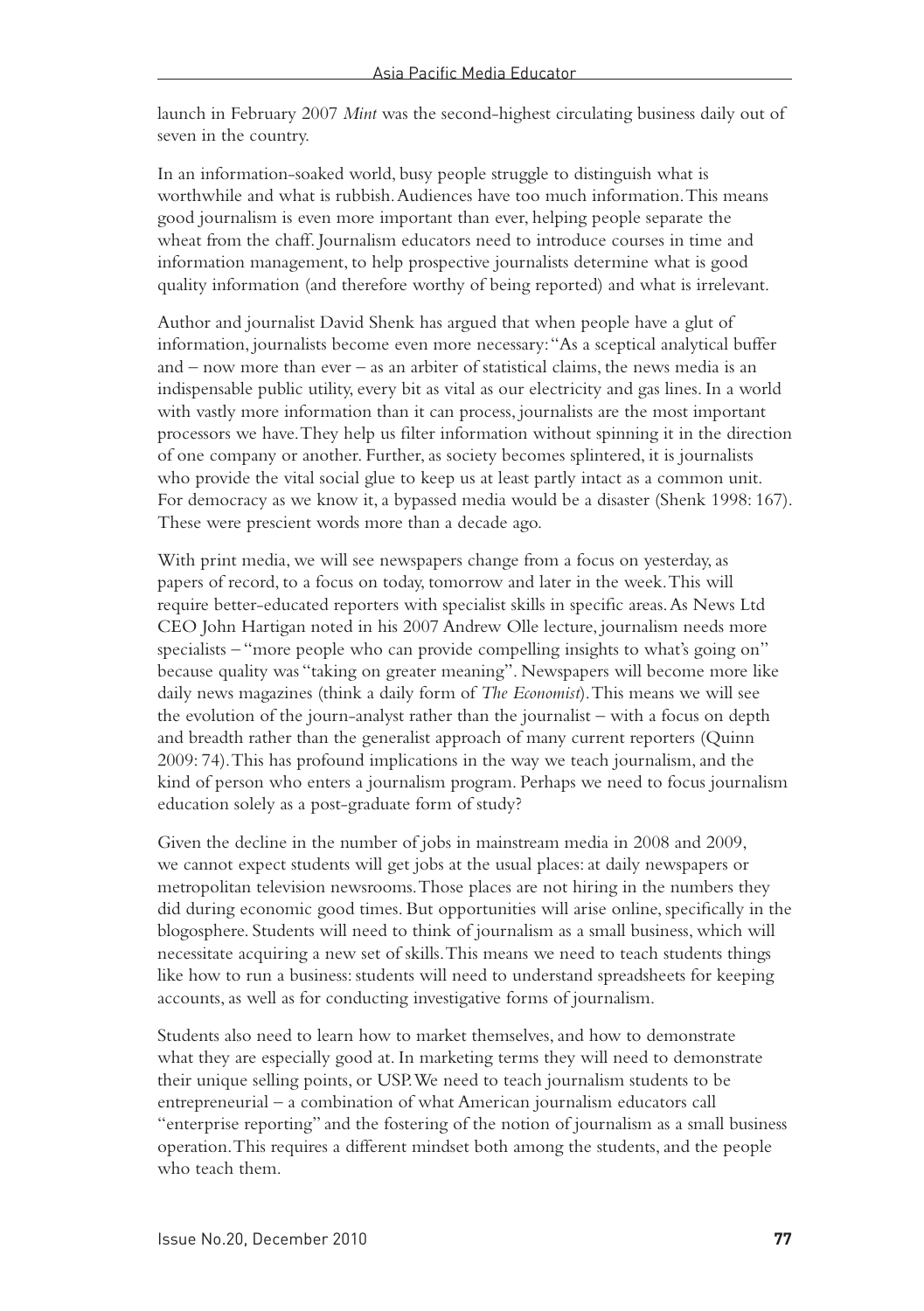launch in February 2007 *Mint* was the second-highest circulating business daily out of seven in the country.

In an information-soaked world, busy people struggle to distinguish what is worthwhile and what is rubbish. Audiences have too much information. This means good journalism is even more important than ever, helping people separate the wheat from the chaff. Journalism educators need to introduce courses in time and information management, to help prospective journalists determine what is good quality information (and therefore worthy of being reported) and what is irrelevant.

Author and journalist David Shenk has argued that when people have a glut of information, journalists become even more necessary: "As a sceptical analytical buffer and – now more than ever – as an arbiter of statistical claims, the news media is an indispensable public utility, every bit as vital as our electricity and gas lines. In a world with vastly more information than it can process, journalists are the most important processors we have. They help us filter information without spinning it in the direction of one company or another. Further, as society becomes splintered, it is journalists who provide the vital social glue to keep us at least partly intact as a common unit. For democracy as we know it, a bypassed media would be a disaster (Shenk 1998: 167). These were prescient words more than a decade ago.

With print media, we will see newspapers change from a focus on yesterday, as papers of record, to a focus on today, tomorrow and later in the week. This will require better-educated reporters with specialist skills in specific areas. As News Ltd CEO John Hartigan noted in his 2007 Andrew Olle lecture, journalism needs more specialists – "more people who can provide compelling insights to what's going on" because quality was "taking on greater meaning". Newspapers will become more like daily news magazines (think a daily form of *The Economist*). This means we will see the evolution of the journ-analyst rather than the journalist – with a focus on depth and breadth rather than the generalist approach of many current reporters (Quinn 2009: 74). This has profound implications in the way we teach journalism, and the kind of person who enters a journalism program. Perhaps we need to focus journalism education solely as a post-graduate form of study?

Given the decline in the number of jobs in mainstream media in 2008 and 2009, we cannot expect students will get jobs at the usual places: at daily newspapers or metropolitan television newsrooms. Those places are not hiring in the numbers they did during economic good times. But opportunities will arise online, specifically in the blogosphere. Students will need to think of journalism as a small business, which will necessitate acquiring a new set of skills. This means we need to teach students things like how to run a business: students will need to understand spreadsheets for keeping accounts, as well as for conducting investigative forms of journalism.

Students also need to learn how to market themselves, and how to demonstrate what they are especially good at. In marketing terms they will need to demonstrate their unique selling points, or USP. We need to teach journalism students to be entrepreneurial – a combination of what American journalism educators call "enterprise reporting" and the fostering of the notion of journalism as a small business operation. This requires a different mindset both among the students, and the people who teach them.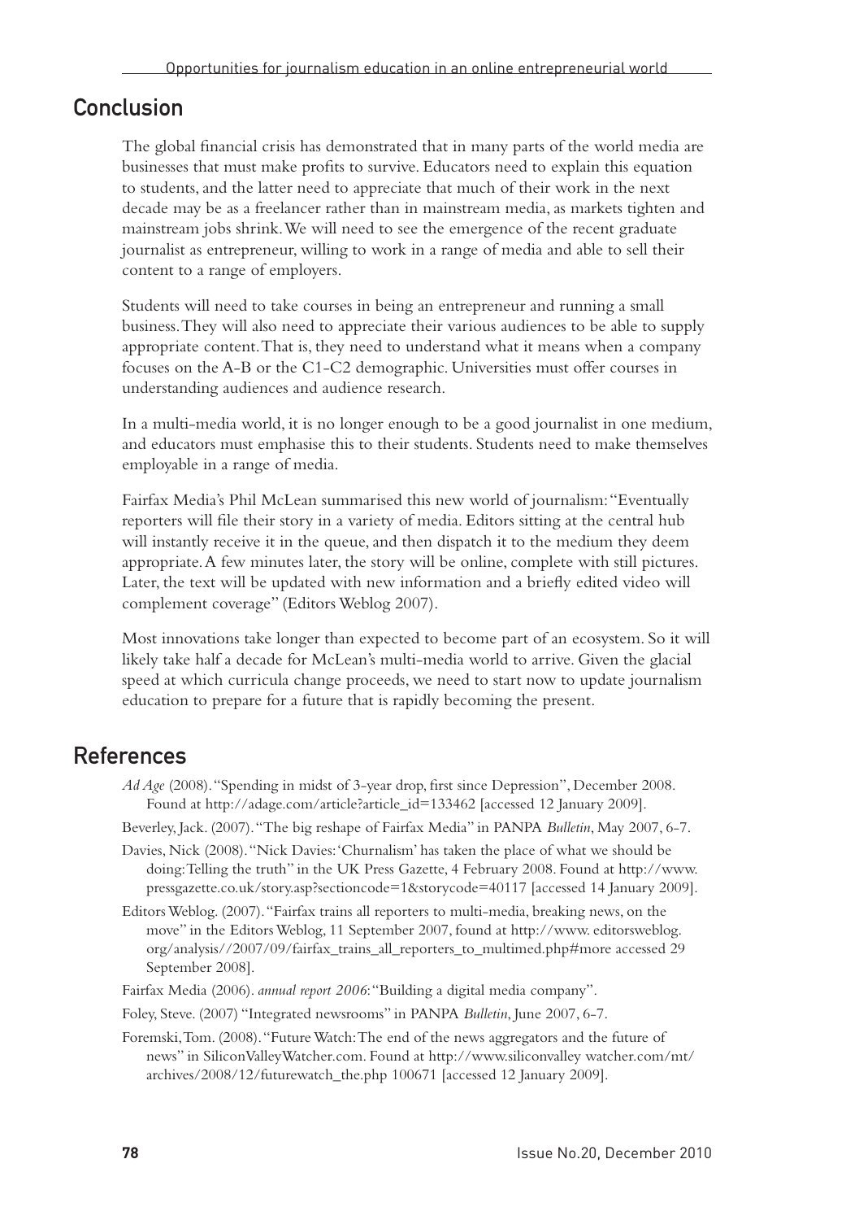## Conclusion

The global financial crisis has demonstrated that in many parts of the world media are businesses that must make profits to survive. Educators need to explain this equation to students, and the latter need to appreciate that much of their work in the next decade may be as a freelancer rather than in mainstream media, as markets tighten and mainstream jobs shrink. We will need to see the emergence of the recent graduate journalist as entrepreneur, willing to work in a range of media and able to sell their content to a range of employers.

Students will need to take courses in being an entrepreneur and running a small business. They will also need to appreciate their various audiences to be able to supply appropriate content. That is, they need to understand what it means when a company focuses on the A-B or the C1-C2 demographic. Universities must offer courses in understanding audiences and audience research.

In a multi-media world, it is no longer enough to be a good journalist in one medium, and educators must emphasise this to their students. Students need to make themselves employable in a range of media.

Fairfax Media's Phil McLean summarised this new world of journalism: "Eventually reporters will file their story in a variety of media. Editors sitting at the central hub will instantly receive it in the queue, and then dispatch it to the medium they deem appropriate. A few minutes later, the story will be online, complete with still pictures. Later, the text will be updated with new information and a briefly edited video will complement coverage" (Editors Weblog 2007).

Most innovations take longer than expected to become part of an ecosystem. So it will likely take half a decade for McLean's multi-media world to arrive. Given the glacial speed at which curricula change proceeds, we need to start now to update journalism education to prepare for a future that is rapidly becoming the present.

## References

*Ad Age* (2008). "Spending in midst of 3-year drop, first since Depression", December 2008. Found at http://adage.com/article?article_id=133462 [accessed 12 January 2009].

Beverley, Jack. (2007). "The big reshape of Fairfax Media" in PANPA *Bulletin*, May 2007, 6-7.

Davies, Nick (2008). "Nick Davies: 'Churnalism' has taken the place of what we should be doing: Telling the truth" in the UK Press Gazette, 4 February 2008. Found at http://www.pressgazette.co.uk/story.asp?sectioncode=1&storycode=40117 [accessed 14 January 2009].

Editors Weblog. (2007). "Fairfax trains all reporters to multi-media, breaking news, on the move" in the Editors Weblog, 11 September 2007, found at http://www. editorsweblog.org/analysis//2007/09/fairfax_trains_all_reporters_to_multimed.php#more accessed 29 September 2008].

Fairfax Media (2006). *annual report 2006*: "Building a digital media company".

Foley, Steve. (2007) "Integrated newsrooms" in PANPA *Bulletin*, June 2007, 6-7.

Foremski, Tom. (2008). "Future Watch: The end of the news aggregators and the future of news" in SiliconValleyWatcher.com. Found at http://www.siliconvalley watcher.com/mt/archives/2008/12/futurewatch_the.php 100671 [accessed 12 January 2009].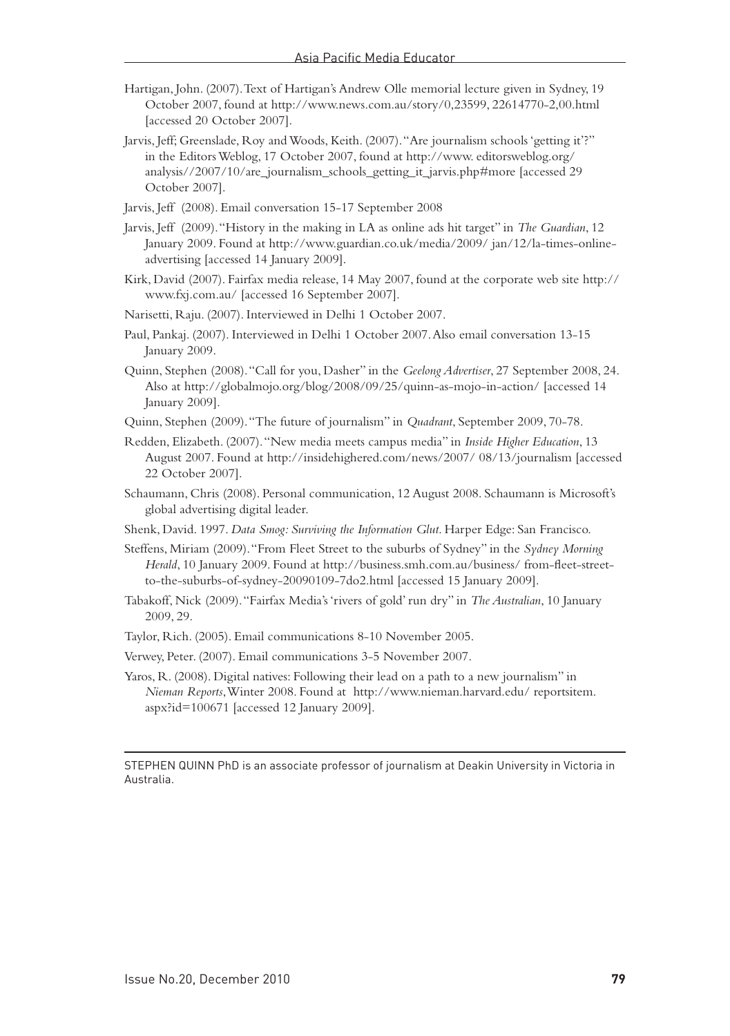Hartigan, John. (2007). Text of Hartigan's Andrew Olle memorial lecture given in Sydney, 19 October 2007, found at http://www.news.com.au/story/0,23599, 22614770-2,00.html [accessed 20 October 2007].

Jarvis, Jeff; Greenslade, Roy and Woods, Keith. (2007). "Are journalism schools 'getting it'?" in the Editors Weblog, 17 October 2007, found at http://www. editorsweblog.org/ analysis//2007/10/are_journalism_schools_getting_it_jarvis.php#more [accessed 29 October 2007].

Jarvis, Jeff (2008). Email conversation 15-17 September 2008

Jarvis, Jeff (2009). "History in the making in LA as online ads hit target" in *The Guardian*, 12 January 2009. Found at http://www.guardian.co.uk/media/2009/ jan/12/la-times-online-advertising [accessed 14 January 2009].

Kirk, David (2007). Fairfax media release, 14 May 2007, found at the corporate web site http:// www.fxj.com.au/ [accessed 16 September 2007].

Narisetti, Raju. (2007). Interviewed in Delhi 1 October 2007.

Paul, Pankaj. (2007). Interviewed in Delhi 1 October 2007. Also email conversation 13-15 January 2009.

Quinn, Stephen (2008). "Call for you, Dasher" in the *Geelong Advertiser*, 27 September 2008, 24. Also at http://globalmojo.org/blog/2008/09/25/quinn-as-mojo-in-action/ [accessed 14 January 2009].

Quinn, Stephen (2009). "The future of journalism" in *Quadrant*, September 2009, 70-78.

Redden, Elizabeth. (2007). "New media meets campus media" in *Inside Higher Education*, 13 August 2007. Found at http://insidehighered.com/news/2007/ 08/13/journalism [accessed 22 October 2007].

Schaumann, Chris (2008). Personal communication, 12 August 2008. Schaumann is Microsoft's global advertising digital leader.

Shenk, David. 1997. *Data Smog: Surviving the Information Glut*. Harper Edge: San Francisco.

Steffens, Miriam (2009). "From Fleet Street to the suburbs of Sydney" in the *Sydney Morning Herald*, 10 January 2009. Found at http://business.smh.com.au/business/ from-fleet-street-to-the-suburbs-of-sydney-20090109-7do2.html [accessed 15 January 2009].

Tabakoff, Nick (2009). "Fairfax Media's 'rivers of gold' run dry" in *The Australian*, 10 January 2009, 29.

Taylor, Rich. (2005). Email communications 8-10 November 2005.

Verwey, Peter. (2007). Email communications 3-5 November 2007.

Yaros, R. (2008). Digital natives: Following their lead on a path to a new journalism" in *Nieman Reports*, Winter 2008. Found at http://www.nieman.harvard.edu/ reportsitem. aspx?id=100671 [accessed 12 January 2009].

---

STEPHEN QUINN PhD is an associate professor of journalism at Deakin University in Victoria in Australia.